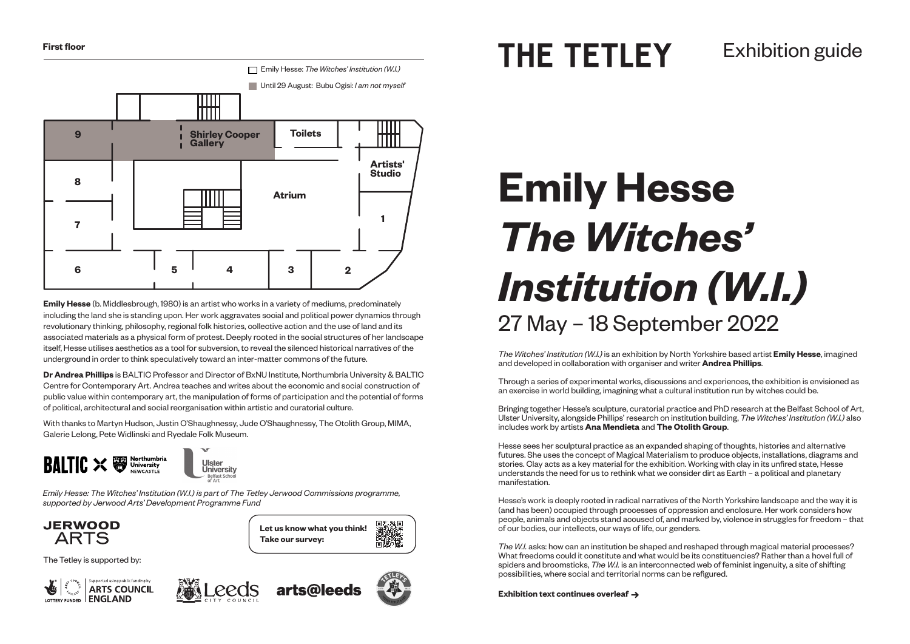# THE TETLEY

Exhibition guide

# Emily Hesse *The Witches' Institution (W.I.)*

## 27 May – 18 September 2022

*The Witches' Institution (W.I.)* is an exhibition by North Yorkshire based artist **Emily Hesse**, imagined and developed in collaboration with organiser and writer **Andrea Phillips**.

Through a series of experimental works, discussions and experiences, the exhibition is envisioned as an exercise in world building, imagining what a cultural institution run by witches could be.

Bringing together Hesse's sculpture, curatorial practice and PhD research at the Belfast School of Art, Ulster University, alongside Phillips' research on institution building, *The Witches' Institution (W.I.)* also includes work by artists **Ana Mendieta** and **The Otolith Group**.

Hesse sees her sculptural practice as an expanded shaping of thoughts, histories and alternative futures. She uses the concept of Magical Materialism to produce objects, installations, diagrams and stories. Clay acts as a key material for the exhibition. Working with clay in its unfired state, Hesse understands the need for us to rethink what we consider dirt as Earth – a political and planetary manifestation.

Hesse's work is deeply rooted in radical narratives of the North Yorkshire landscape and the way it is (and has been) occupied through processes of oppression and enclosure. Her work considers how people, animals and objects stand accused of, and marked by, violence in struggles for freedom – that of our bodies, our intellects, our ways of life, our genders.

*The W.I.* asks: how can an institution be shaped and reshaped through magical material processes? What freedoms could it constitute and what would be its constituencies? Rather than a hovel full of spiders and broomsticks, *The W.I.* is an interconnected web of feminist ingenuity, a site of shifting possibilities, where social and territorial norms can be refigured.

**Exhibition text continues overleaf →**

**First floor**

Emily Hesse: *The Witches' Institution (W.I.)*

Until 29 August: Bubu Ogisi: *I am not myself*

9, Shirley Cooper Gallery, Toilets, Artists' Studio, 8, Atrium, 7, 1, 6, 5, 4, 3, 2

**Emily Hesse** (b. Middlesbrough, 1980) is an artist who works in a variety of mediums, predominately including the land she is standing upon. Her work aggravates social and political power dynamics through revolutionary thinking, philosophy, regional folk histories, collective action and the use of land and its associated materials as a physical form of protest. Deeply rooted in the social structures of her landscape itself, Hesse utilises aesthetics as a tool for subversion, to reveal the silenced historical narratives of the underground in order to think speculatively toward an inter-matter commons of the future.

**Dr Andrea Phillips** is BALTIC Professor and Director of BxNU Institute, Northumbria University & BALTIC Centre for Contemporary Art. Andrea teaches and writes about the economic and social construction of public value within contemporary art, the manipulation of forms of participation and the potential of forms of political, architectural and social reorganisation within artistic and curatorial culture.

With thanks to Martyn Hudson, Justin O'Shaughnessy, Jude O'Shaughnessy, The Otolith Group, MIMA, Galerie Lelong, Pete Widlinski and Ryedale Folk Museum.

BALTIC × Northumbria University Newcastle — Ulster University Belfast School of Art

*Emily Hesse: The Witches' Institution (W.I.) is part of The Tetley Jerwood Commissions programme, supported by Jerwood Arts' Development Programme Fund*

JERWOOD ARTS

**Let us know what you think! Take our survey:**

The Tetley is supported by:

Lottery Funded — Supported using public funding by Arts Council England — Leeds City Council — arts@leeds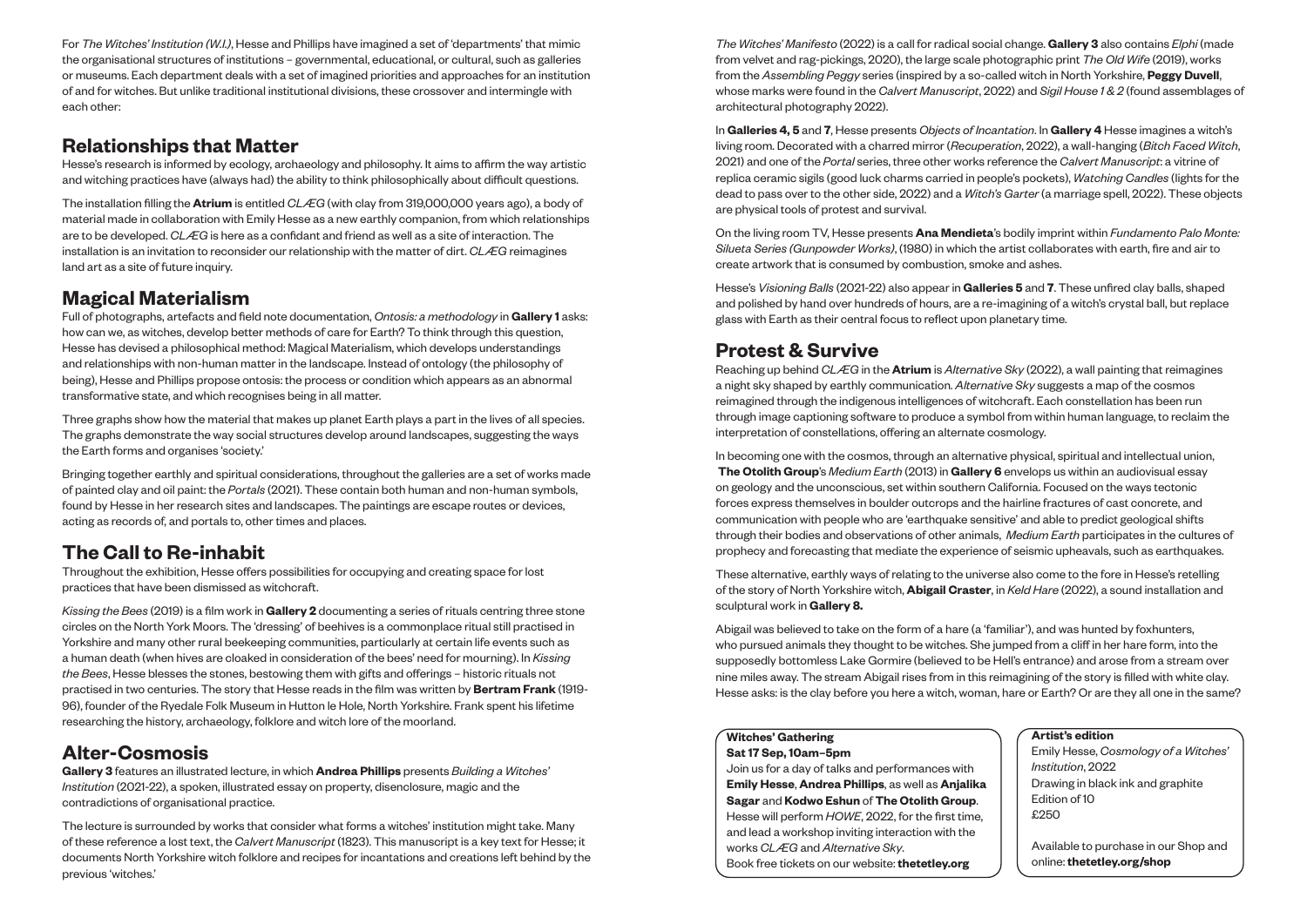For *The Witches' Institution (W.I.)*, Hesse and Phillips have imagined a set of 'departments' that mimic the organisational structures of institutions – governmental, educational, or cultural, such as galleries or museums. Each department deals with a set of imagined priorities and approaches for an institution of and for witches. But unlike traditional institutional divisions, these crossover and intermingle with each other:

## Relationships that Matter

Hesse's research is informed by ecology, archaeology and philosophy. It aims to affirm the way artistic and witching practices have (always had) the ability to think philosophically about difficult questions.

The installation filling the **Atrium** is entitled *CLÆG* (with clay from 319,000,000 years ago), a body of material made in collaboration with Emily Hesse as a new earthly companion, from which relationships are to be developed. *CLÆG* is here as a confidant and friend as well as a site of interaction. The installation is an invitation to reconsider our relationship with the matter of dirt. *CLÆG* reimagines land art as a site of future inquiry.

## Magical Materialism

Full of photographs, artefacts and field note documentation, *Ontosis: a methodology* in **Gallery 1** asks: how can we, as witches, develop better methods of care for Earth? To think through this question, Hesse has devised a philosophical method: Magical Materialism, which develops understandings and relationships with non-human matter in the landscape. Instead of ontology (the philosophy of being), Hesse and Phillips propose ontosis: the process or condition which appears as an abnormal transformative state, and which recognises being in all matter.

Three graphs show how the material that makes up planet Earth plays a part in the lives of all species. The graphs demonstrate the way social structures develop around landscapes, suggesting the ways the Earth forms and organises 'society.'

Bringing together earthly and spiritual considerations, throughout the galleries are a set of works made of painted clay and oil paint: the *Portals* (2021). These contain both human and non-human symbols, found by Hesse in her research sites and landscapes. The paintings are escape routes or devices, acting as records of, and portals to, other times and places.

## The Call to Re-inhabit

Throughout the exhibition, Hesse offers possibilities for occupying and creating space for lost practices that have been dismissed as witchcraft.

*Kissing the Bees* (2019) is a film work in **Gallery 2** documenting a series of rituals centring three stone circles on the North York Moors. The 'dressing' of beehives is a commonplace ritual still practised in Yorkshire and many other rural beekeeping communities, particularly at certain life events such as a human death (when hives are cloaked in consideration of the bees' need for mourning). In *Kissing the Bees*, Hesse blesses the stones, bestowing them with gifts and offerings – historic rituals not practised in two centuries. The story that Hesse reads in the film was written by **Bertram Frank** (1919-96), founder of the Ryedale Folk Museum in Hutton le Hole, North Yorkshire. Frank spent his lifetime researching the history, archaeology, folklore and witch lore of the moorland.

## Alter-Cosmosis

**Gallery 3** features an illustrated lecture, in which **Andrea Phillips** presents *Building a Witches' Institution* (2021-22), a spoken, illustrated essay on property, disenclosure, magic and the contradictions of organisational practice.

The lecture is surrounded by works that consider what forms a witches' institution might take. Many of these reference a lost text, the *Calvert Manuscript* (1823). This manuscript is a key text for Hesse; it documents North Yorkshire witch folklore and recipes for incantations and creations left behind by the previous 'witches.'

*The Witches' Manifesto* (2022) is a call for radical social change. **Gallery 3** also contains *Elphi* (made from velvet and rag-pickings, 2020), the large scale photographic print *The Old Wife* (2019), works from the *Assembling Peggy* series (inspired by a so-called witch in North Yorkshire, **Peggy Duvell**, whose marks were found in the *Calvert Manuscript*, 2022) and *Sigil House 1 & 2* (found assemblages of architectural photography 2022).

In **Galleries 4, 5** and **7**, Hesse presents *Objects of Incantation*. In **Gallery 4** Hesse imagines a witch's living room. Decorated with a charred mirror (*Recuperation*, 2022), a wall-hanging (*Bitch Faced Witch*, 2021) and one of the *Portal* series, three other works reference the *Calvert Manuscript*: a vitrine of replica ceramic sigils (good luck charms carried in people's pockets), *Watching Candles* (lights for the dead to pass over to the other side, 2022) and a *Witch's Garter* (a marriage spell, 2022). These objects are physical tools of protest and survival.

On the living room TV, Hesse presents **Ana Mendieta**'s bodily imprint within *Fundamento Palo Monte: Silueta Series (Gunpowder Works)*, (1980) in which the artist collaborates with earth, fire and air to create artwork that is consumed by combustion, smoke and ashes.

Hesse's *Visioning Balls* (2021-22) also appear in **Galleries 5** and **7**. These unfired clay balls, shaped and polished by hand over hundreds of hours, are a re-imagining of a witch's crystal ball, but replace glass with Earth as their central focus to reflect upon planetary time.

## Protest & Survive

Reaching up behind *CLÆG* in the **Atrium** is *Alternative Sky* (2022), a wall painting that reimagines a night sky shaped by earthly communication. *Alternative Sky* suggests a map of the cosmos reimagined through the indigenous intelligences of witchcraft. Each constellation has been run through image captioning software to produce a symbol from within human language, to reclaim the interpretation of constellations, offering an alternate cosmology.

In becoming one with the cosmos, through an alternative physical, spiritual and intellectual union, **The Otolith Group**'s *Medium Earth* (2013) in **Gallery 6** envelops us within an audiovisual essay on geology and the unconscious, set within southern California. Focused on the ways tectonic forces express themselves in boulder outcrops and the hairline fractures of cast concrete, and communication with people who are 'earthquake sensitive' and able to predict geological shifts through their bodies and observations of other animals, *Medium Earth* participates in the cultures of prophecy and forecasting that mediate the experience of seismic upheavals, such as earthquakes.

These alternative, earthly ways of relating to the universe also come to the fore in Hesse's retelling of the story of North Yorkshire witch, **Abigail Craster**, in *Keld Hare* (2022), a sound installation and sculptural work in **Gallery 8.**

Abigail was believed to take on the form of a hare (a 'familiar'), and was hunted by foxhunters, who pursued animals they thought to be witches. She jumped from a cliff in her hare form, into the supposedly bottomless Lake Gormire (believed to be Hell's entrance) and arose from a stream over nine miles away. The stream Abigail rises from in this reimagining of the story is filled with white clay. Hesse asks: is the clay before you here a witch, woman, hare or Earth? Or are they all one in the same?

**Witches' Gathering**
**Sat 17 Sep, 10am–5pm**
Join us for a day of talks and performances with **Emily Hesse**, **Andrea Phillips**, as well as **Anjalika Sagar** and **Kodwo Eshun** of **The Otolith Group**. Hesse will perform *HOWE*, 2022, for the first time, and lead a workshop inviting interaction with the works *CLÆG* and *Alternative Sky*.
Book free tickets on our website: **thetetley.org**

**Artist's edition**
Emily Hesse, *Cosmology of a Witches' Institution*, 2022
Drawing in black ink and graphite
Edition of 10
£250

Available to purchase in our Shop and online: **thetetley.org/shop**